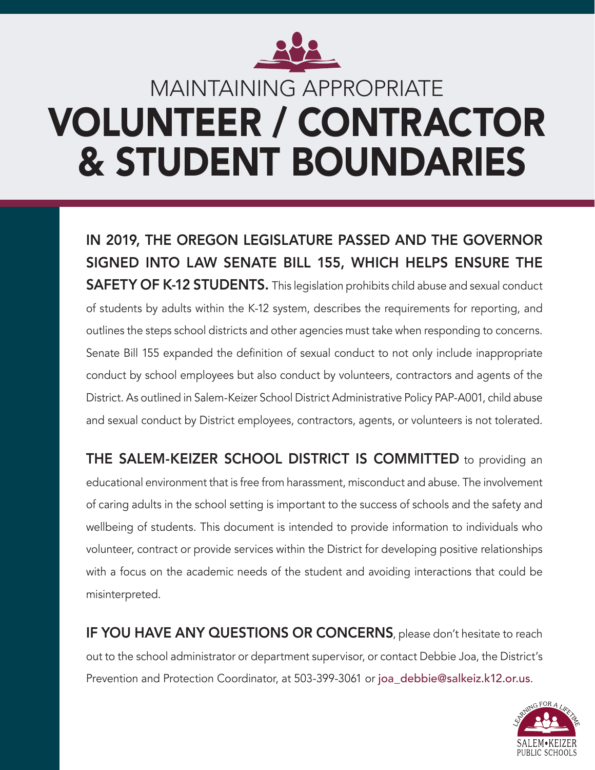# MAINTAINING APPROPRIATE VOLUNTEER / CONTRACTOR & STUDENT BOUNDARIES

**IN 2019, THE OREGON LEGISLATURE PASSED AND THE GOVERNOR SIGNED INTO LAW SENATE BILL 155, WHICH HELPS ENSURE THE SAFETY OF K-12 STUDENTS.** This legislation prohibits child abuse and sexual conduct of students by adults within the K-12 system, describes the requirements for reporting, and outlines the steps school districts and other agencies must take when responding to concerns. Senate Bill 155 expanded the definition of sexual conduct to not only include inappropriate conduct by school employees but also conduct by volunteers, contractors and agents of the District. As outlined in Salem-Keizer School District Administrative Policy PAP-A001, child abuse and sexual conduct by District employees, contractors, agents, or volunteers is not tolerated.

**THE SALEM-KEIZER SCHOOL DISTRICT IS COMMITTED** to providing an educational environment that is free from harassment, misconduct and abuse. The involvement of caring adults in the school setting is important to the success of schools and the safety and wellbeing of students. This document is intended to provide information to individuals who volunteer, contract or provide services within the District for developing positive relationships with a focus on the academic needs of the student and avoiding interactions that could be misinterpreted.

**IF YOU HAVE ANY QUESTIONS OR CONCERNS**, please don't hesitate to reach out to the school administrator or department supervisor, or contact Debbie Joa, the District's Prevention and Protection Coordinator, at 503-399-3061 or joa_debbie@salkeiz.k12.or.us.

LEARNING FOR A LIFETIME

SALEM•KEIZER PUBLIC SCHOOLS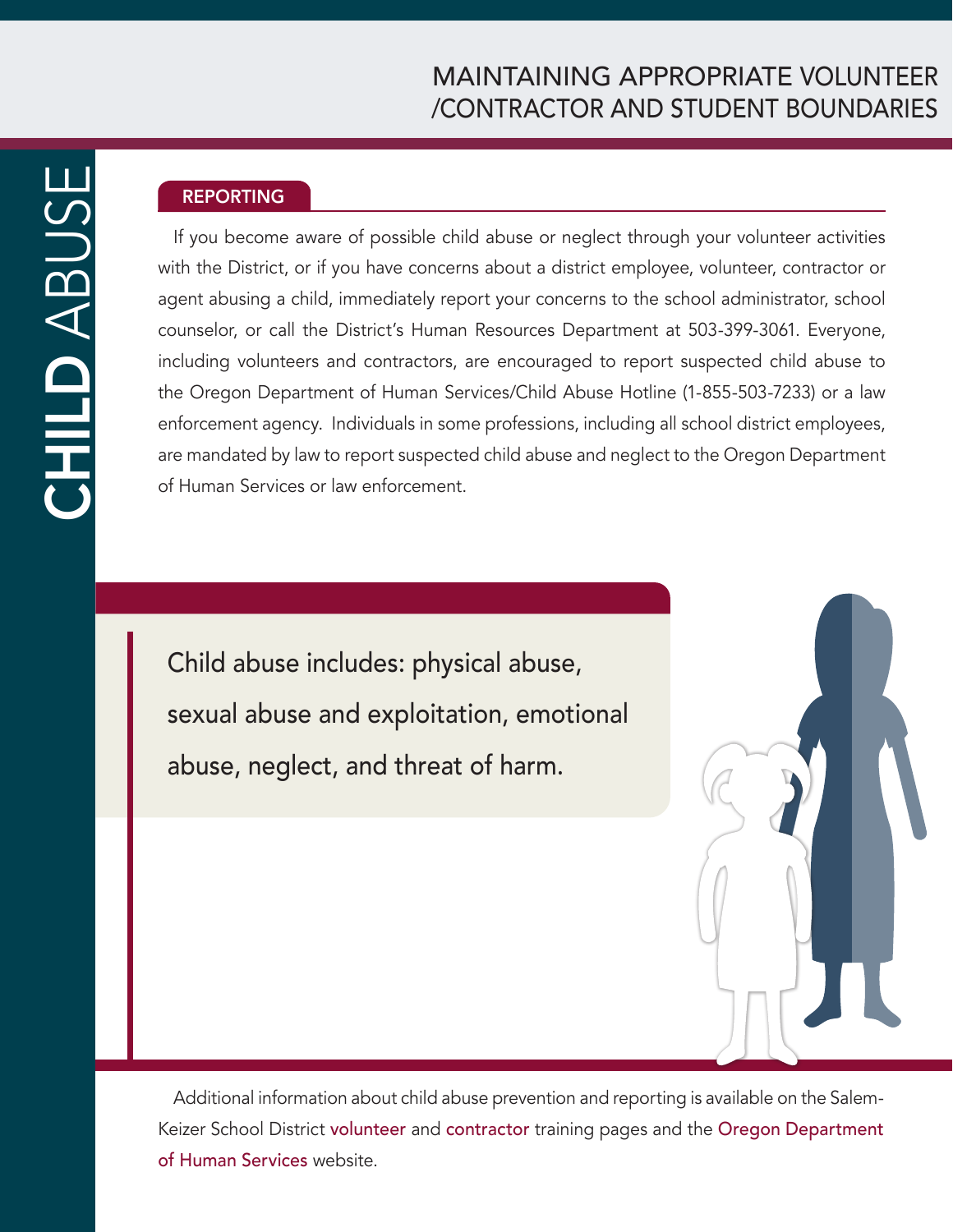# CHILD ABUSE

## MAINTAINING APPROPRIATE VOLUNTEER /CONTRACTOR AND STUDENT BOUNDARIES

### REPORTING

If you become aware of possible child abuse or neglect through your volunteer activities with the District, or if you have concerns about a district employee, volunteer, contractor or agent abusing a child, immediately report your concerns to the school administrator, school counselor, or call the District's Human Resources Department at 503-399-3061. Everyone, including volunteers and contractors, are encouraged to report suspected child abuse to the Oregon Department of Human Services/Child Abuse Hotline (1-855-503-7233) or a law enforcement agency. Individuals in some professions, including all school district employees, are mandated by law to report suspected child abuse and neglect to the Oregon Department of Human Services or law enforcement.

Child abuse includes: physical abuse, sexual abuse and exploitation, emotional abuse, neglect, and threat of harm.

Additional information about child abuse prevention and reporting is available on the Salem-Keizer School District volunteer and contractor training pages and the Oregon Department of Human Services website.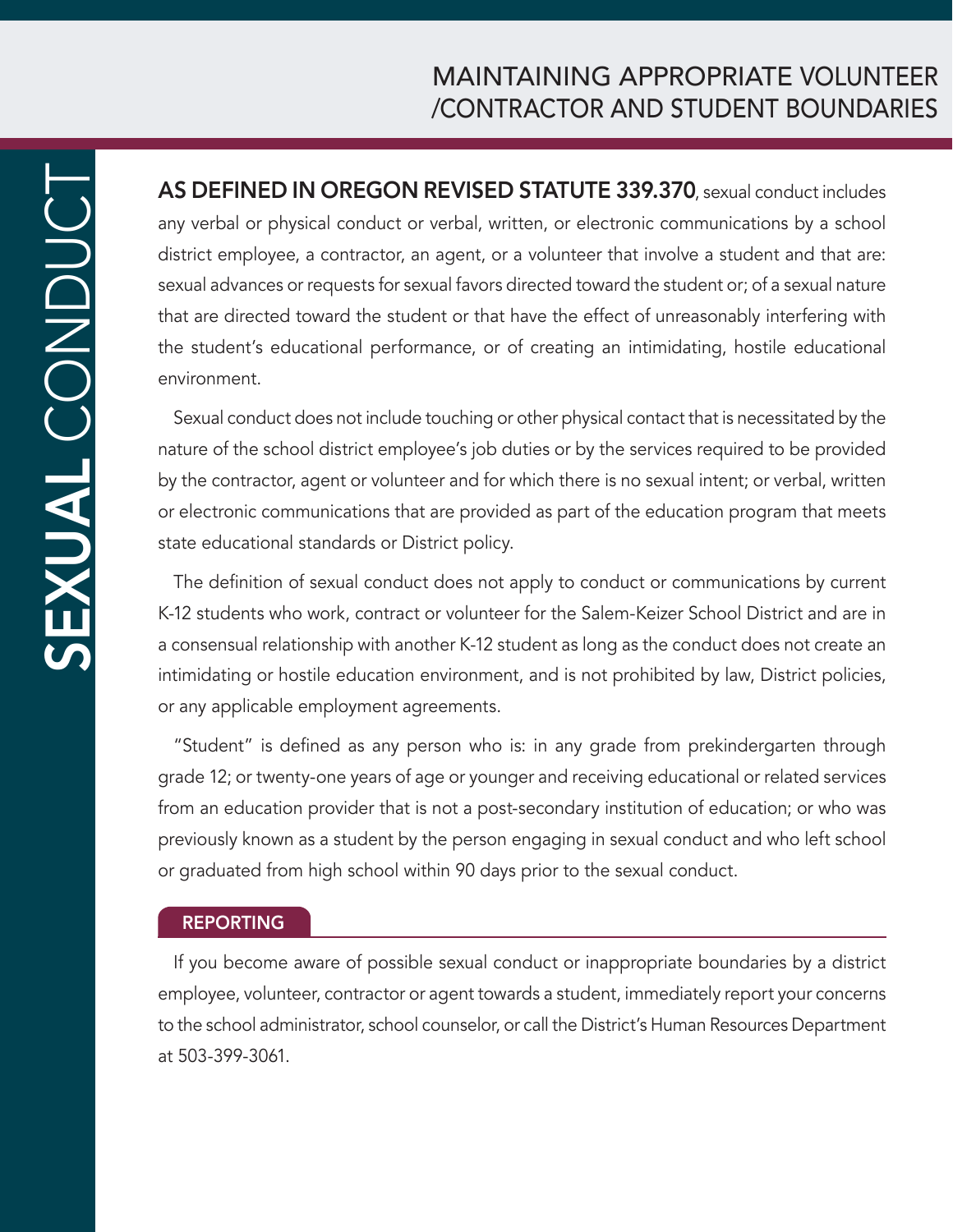# MAINTAINING APPROPRIATE VOLUNTEER /CONTRACTOR AND STUDENT BOUNDARIES

## SEXUAL CONDUCT

**AS DEFINED IN OREGON REVISED STATUTE 339.370**, sexual conduct includes any verbal or physical conduct or verbal, written, or electronic communications by a school district employee, a contractor, an agent, or a volunteer that involve a student and that are: sexual advances or requests for sexual favors directed toward the student or; of a sexual nature that are directed toward the student or that have the effect of unreasonably interfering with the student's educational performance, or of creating an intimidating, hostile educational environment.

Sexual conduct does not include touching or other physical contact that is necessitated by the nature of the school district employee's job duties or by the services required to be provided by the contractor, agent or volunteer and for which there is no sexual intent; or verbal, written or electronic communications that are provided as part of the education program that meets state educational standards or District policy.

The definition of sexual conduct does not apply to conduct or communications by current K-12 students who work, contract or volunteer for the Salem-Keizer School District and are in a consensual relationship with another K-12 student as long as the conduct does not create an intimidating or hostile education environment, and is not prohibited by law, District policies, or any applicable employment agreements.

"Student" is defined as any person who is: in any grade from prekindergarten through grade 12; or twenty-one years of age or younger and receiving educational or related services from an education provider that is not a post-secondary institution of education; or who was previously known as a student by the person engaging in sexual conduct and who left school or graduated from high school within 90 days prior to the sexual conduct.

### REPORTING

If you become aware of possible sexual conduct or inappropriate boundaries by a district employee, volunteer, contractor or agent towards a student, immediately report your concerns to the school administrator, school counselor, or call the District's Human Resources Department at 503-399-3061.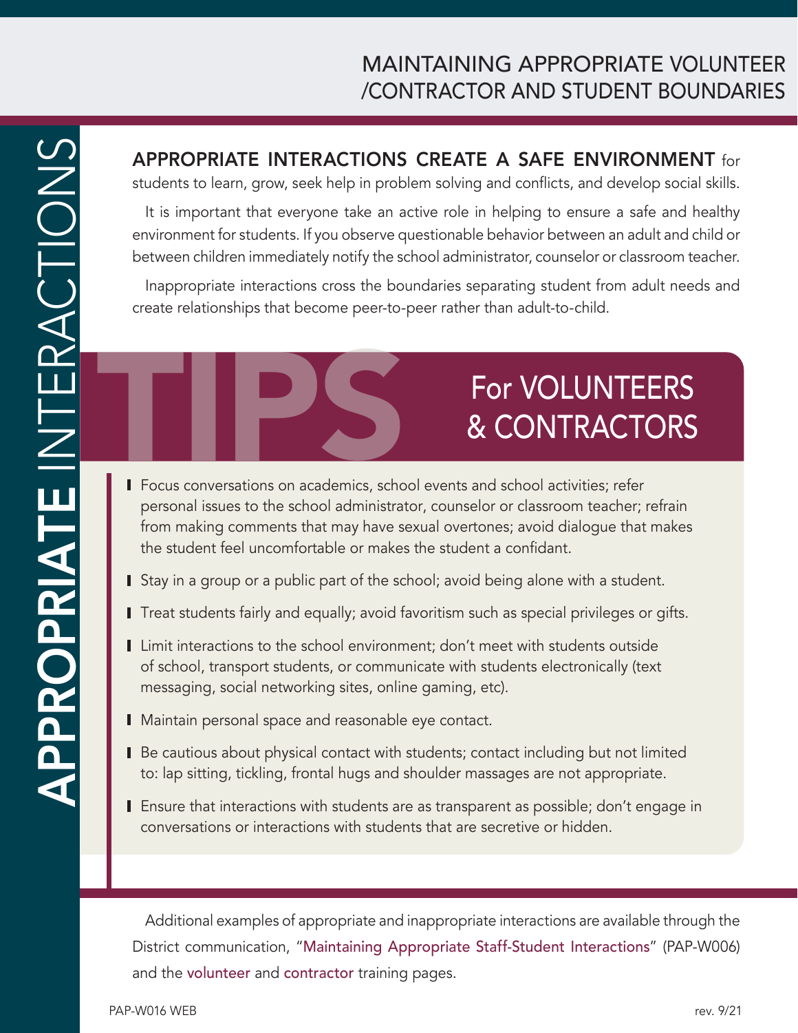# MAINTAINING APPROPRIATE VOLUNTEER /CONTRACTOR AND STUDENT BOUNDARIES

## APPROPRIATE INTERACTIONS

**APPROPRIATE INTERACTIONS CREATE A SAFE ENVIRONMENT** for students to learn, grow, seek help in problem solving and conflicts, and develop social skills.

It is important that everyone take an active role in helping to ensure a safe and healthy environment for students. If you observe questionable behavior between an adult and child or between children immediately notify the school administrator, counselor or classroom teacher.

Inappropriate interactions cross the boundaries separating student from adult needs and create relationships that become peer-to-peer rather than adult-to-child.

## TIPS For VOLUNTEERS & CONTRACTORS

- Focus conversations on academics, school events and school activities; refer personal issues to the school administrator, counselor or classroom teacher; refrain from making comments that may have sexual overtones; avoid dialogue that makes the student feel uncomfortable or makes the student a confidant.
- Stay in a group or a public part of the school; avoid being alone with a student.
- Treat students fairly and equally; avoid favoritism such as special privileges or gifts.
- Limit interactions to the school environment; don't meet with students outside of school, transport students, or communicate with students electronically (text messaging, social networking sites, online gaming, etc).
- Maintain personal space and reasonable eye contact.
- Be cautious about physical contact with students; contact including but not limited to: lap sitting, tickling, frontal hugs and shoulder massages are not appropriate.
- Ensure that interactions with students are as transparent as possible; don't engage in conversations or interactions with students that are secretive or hidden.

Additional examples of appropriate and inappropriate interactions are available through the District communication, "Maintaining Appropriate Staff-Student Interactions" (PAP-W006) and the volunteer and contractor training pages.

PAP-W016 WEB rev. 9/21